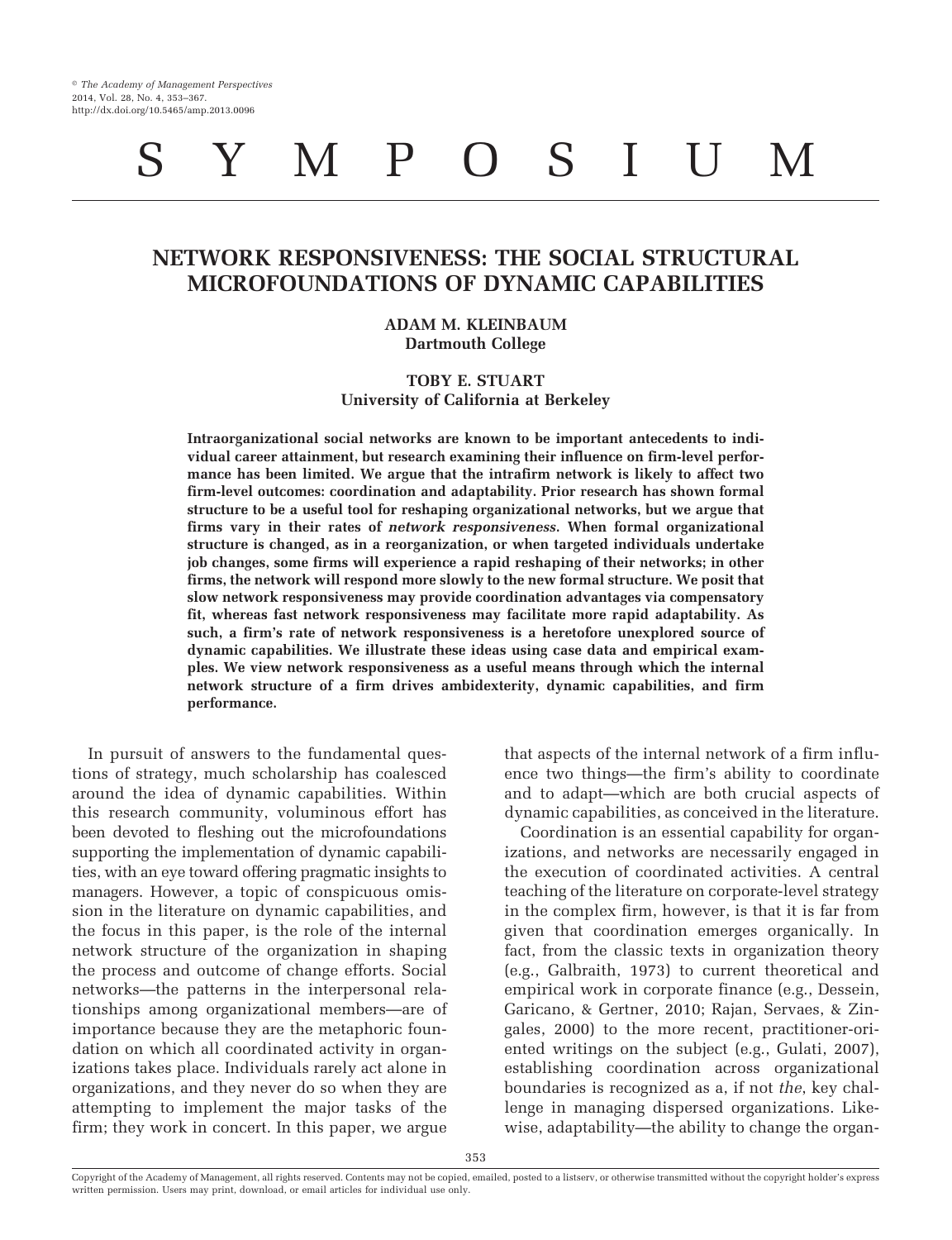# SYMPOSIUM

## NETWORK RESPONSIVENESS: THE SOCIAL STRUCTURAL MICROFOUNDATIONS OF DYNAMIC CAPABILITIES

**ADAM M. KLEINBAUM**
**Dartmouth College**

**TOBY E. STUART**
**University of California at Berkeley**

**Intraorganizational social networks are known to be important antecedents to individual career attainment, but research examining their influence on firm-level performance has been limited. We argue that the intrafirm network is likely to affect two firm-level outcomes: coordination and adaptability. Prior research has shown formal structure to be a useful tool for reshaping organizational networks, but we argue that firms vary in their rates of *network responsiveness*. When formal organizational structure is changed, as in a reorganization, or when targeted individuals undertake job changes, some firms will experience a rapid reshaping of their networks; in other firms, the network will respond more slowly to the new formal structure. We posit that slow network responsiveness may provide coordination advantages via compensatory fit, whereas fast network responsiveness may facilitate more rapid adaptability. As such, a firm's rate of network responsiveness is a heretofore unexplored source of dynamic capabilities. We illustrate these ideas using case data and empirical examples. We view network responsiveness as a useful means through which the internal network structure of a firm drives ambidexterity, dynamic capabilities, and firm performance.**

In pursuit of answers to the fundamental questions of strategy, much scholarship has coalesced around the idea of dynamic capabilities. Within this research community, voluminous effort has been devoted to fleshing out the microfoundations supporting the implementation of dynamic capabilities, with an eye toward offering pragmatic insights to managers. However, a topic of conspicuous omission in the literature on dynamic capabilities, and the focus in this paper, is the role of the internal network structure of the organization in shaping the process and outcome of change efforts. Social networks—the patterns in the interpersonal relationships among organizational members—are of importance because they are the metaphoric foundation on which all coordinated activity in organizations takes place. Individuals rarely act alone in organizations, and they never do so when they are attempting to implement the major tasks of the firm; they work in concert. In this paper, we argue that aspects of the internal network of a firm influence two things—the firm's ability to coordinate and to adapt—which are both crucial aspects of dynamic capabilities, as conceived in the literature.

Coordination is an essential capability for organizations, and networks are necessarily engaged in the execution of coordinated activities. A central teaching of the literature on corporate-level strategy in the complex firm, however, is that it is far from given that coordination emerges organically. In fact, from the classic texts in organization theory (e.g., Galbraith, 1973) to current theoretical and empirical work in corporate finance (e.g., Dessein, Garicano, & Gertner, 2010; Rajan, Servaes, & Zingales, 2000) to the more recent, practitioner-oriented writings on the subject (e.g., Gulati, 2007), establishing coordination across organizational boundaries is recognized as a, if not *the*, key challenge in managing dispersed organizations. Likewise, adaptability—the ability to change the organ-

Copyright of the Academy of Management, all rights reserved. Contents may not be copied, emailed, posted to a listserv, or otherwise transmitted without the copyright holder's express written permission. Users may print, download, or email articles for individual use only.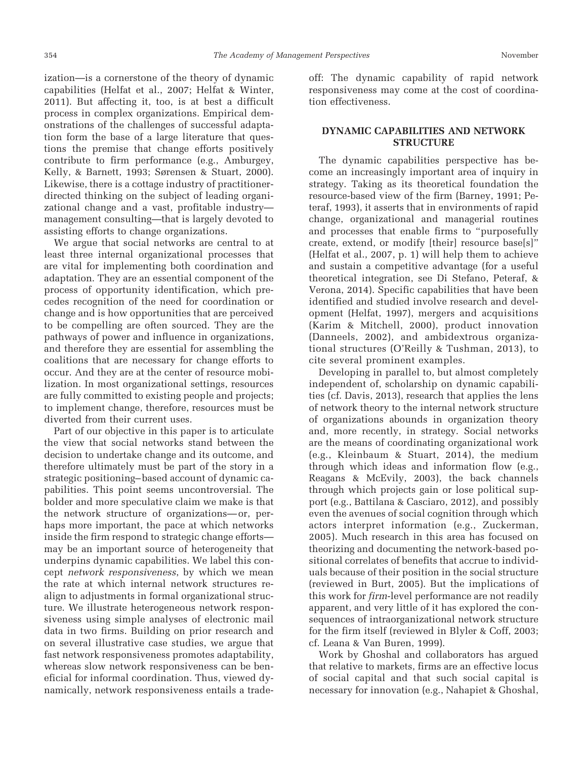ization—is a cornerstone of the theory of dynamic capabilities (Helfat et al., 2007; Helfat & Winter, 2011). But affecting it, too, is at best a difficult process in complex organizations. Empirical demonstrations of the challenges of successful adaptation form the base of a large literature that questions the premise that change efforts positively contribute to firm performance (e.g., Amburgey, Kelly, & Barnett, 1993; Sørensen & Stuart, 2000). Likewise, there is a cottage industry of practitioner-directed thinking on the subject of leading organizational change and a vast, profitable industry—management consulting—that is largely devoted to assisting efforts to change organizations.

We argue that social networks are central to at least three internal organizational processes that are vital for implementing both coordination and adaptation. They are an essential component of the process of opportunity identification, which precedes recognition of the need for coordination or change and is how opportunities that are perceived to be compelling are often sourced. They are the pathways of power and influence in organizations, and therefore they are essential for assembling the coalitions that are necessary for change efforts to occur. And they are at the center of resource mobilization. In most organizational settings, resources are fully committed to existing people and projects; to implement change, therefore, resources must be diverted from their current uses.

Part of our objective in this paper is to articulate the view that social networks stand between the decision to undertake change and its outcome, and therefore ultimately must be part of the story in a strategic positioning–based account of dynamic capabilities. This point seems uncontroversial. The bolder and more speculative claim we make is that the network structure of organizations—or, perhaps more important, the pace at which networks inside the firm respond to strategic change efforts—may be an important source of heterogeneity that underpins dynamic capabilities. We label this concept *network responsiveness*, by which we mean the rate at which internal network structures realign to adjustments in formal organizational structure. We illustrate heterogeneous network responsiveness using simple analyses of electronic mail data in two firms. Building on prior research and on several illustrative case studies, we argue that fast network responsiveness promotes adaptability, whereas slow network responsiveness can be beneficial for informal coordination. Thus, viewed dynamically, network responsiveness entails a tradeoff: The dynamic capability of rapid network responsiveness may come at the cost of coordination effectiveness.

## DYNAMIC CAPABILITIES AND NETWORK STRUCTURE

The dynamic capabilities perspective has become an increasingly important area of inquiry in strategy. Taking as its theoretical foundation the resource-based view of the firm (Barney, 1991; Peteraf, 1993), it asserts that in environments of rapid change, organizational and managerial routines and processes that enable firms to "purposefully create, extend, or modify [their] resource base[s]" (Helfat et al., 2007, p. 1) will help them to achieve and sustain a competitive advantage (for a useful theoretical integration, see Di Stefano, Peteraf, & Verona, 2014). Specific capabilities that have been identified and studied involve research and development (Helfat, 1997), mergers and acquisitions (Karim & Mitchell, 2000), product innovation (Danneels, 2002), and ambidextrous organizational structures (O'Reilly & Tushman, 2013), to cite several prominent examples.

Developing in parallel to, but almost completely independent of, scholarship on dynamic capabilities (cf. Davis, 2013), research that applies the lens of network theory to the internal network structure of organizations abounds in organization theory and, more recently, in strategy. Social networks are the means of coordinating organizational work (e.g., Kleinbaum & Stuart, 2014), the medium through which ideas and information flow (e.g., Reagans & McEvily, 2003), the back channels through which projects gain or lose political support (e.g., Battilana & Casciaro, 2012), and possibly even the avenues of social cognition through which actors interpret information (e.g., Zuckerman, 2005). Much research in this area has focused on theorizing and documenting the network-based positional correlates of benefits that accrue to individuals because of their position in the social structure (reviewed in Burt, 2005). But the implications of this work for *firm*-level performance are not readily apparent, and very little of it has explored the consequences of intraorganizational network structure for the firm itself (reviewed in Blyler & Coff, 2003; cf. Leana & Van Buren, 1999).

Work by Ghoshal and collaborators has argued that relative to markets, firms are an effective locus of social capital and that such social capital is necessary for innovation (e.g., Nahapiet & Ghoshal,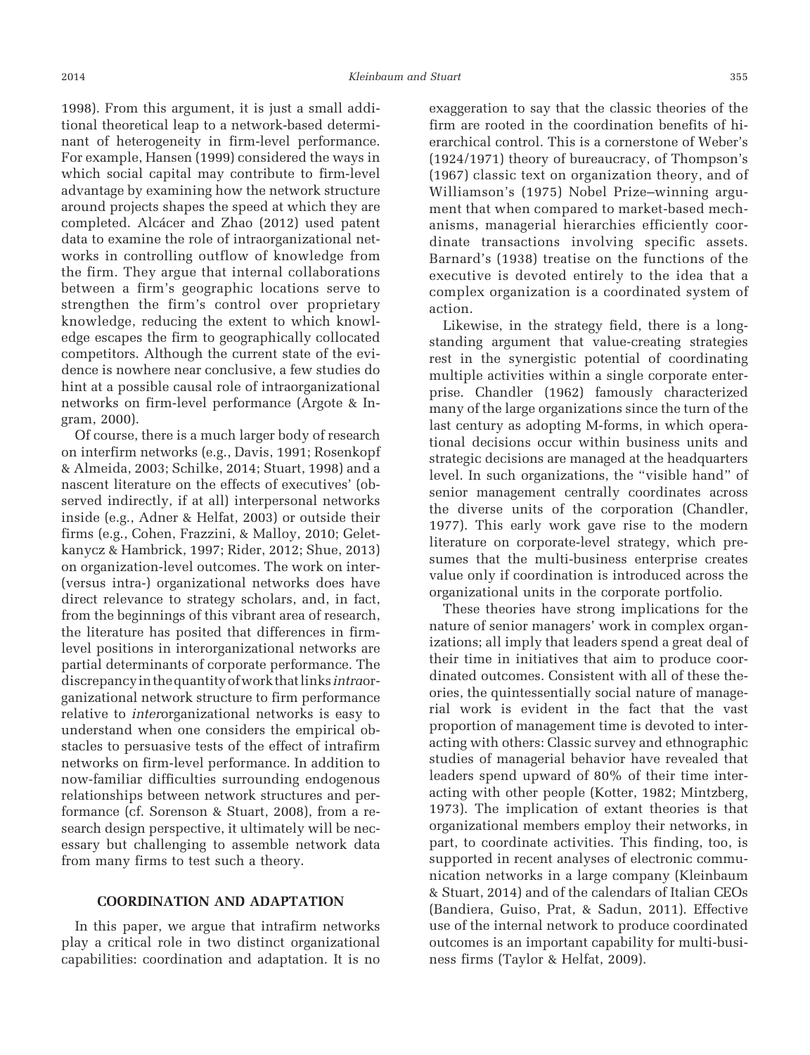1998). From this argument, it is just a small additional theoretical leap to a network-based determinant of heterogeneity in firm-level performance. For example, Hansen (1999) considered the ways in which social capital may contribute to firm-level advantage by examining how the network structure around projects shapes the speed at which they are completed. Alcácer and Zhao (2012) used patent data to examine the role of intraorganizational networks in controlling outflow of knowledge from the firm. They argue that internal collaborations between a firm's geographic locations serve to strengthen the firm's control over proprietary knowledge, reducing the extent to which knowledge escapes the firm to geographically collocated competitors. Although the current state of the evidence is nowhere near conclusive, a few studies do hint at a possible causal role of intraorganizational networks on firm-level performance (Argote & Ingram, 2000).

Of course, there is a much larger body of research on interfirm networks (e.g., Davis, 1991; Rosenkopf & Almeida, 2003; Schilke, 2014; Stuart, 1998) and a nascent literature on the effects of executives' (observed indirectly, if at all) interpersonal networks inside (e.g., Adner & Helfat, 2003) or outside their firms (e.g., Cohen, Frazzini, & Malloy, 2010; Geletkanycz & Hambrick, 1997; Rider, 2012; Shue, 2013) on organization-level outcomes. The work on inter- (versus intra-) organizational networks does have direct relevance to strategy scholars, and, in fact, from the beginnings of this vibrant area of research, the literature has posited that differences in firm-level positions in interorganizational networks are partial determinants of corporate performance. The discrepancy in the quantity of work that links *intra*organizational network structure to firm performance relative to *inter*organizational networks is easy to understand when one considers the empirical obstacles to persuasive tests of the effect of intrafirm networks on firm-level performance. In addition to now-familiar difficulties surrounding endogenous relationships between network structures and performance (cf. Sorenson & Stuart, 2008), from a research design perspective, it ultimately will be necessary but challenging to assemble network data from many firms to test such a theory.

## COORDINATION AND ADAPTATION

In this paper, we argue that intrafirm networks play a critical role in two distinct organizational capabilities: coordination and adaptation. It is no exaggeration to say that the classic theories of the firm are rooted in the coordination benefits of hierarchical control. This is a cornerstone of Weber's (1924/1971) theory of bureaucracy, of Thompson's (1967) classic text on organization theory, and of Williamson's (1975) Nobel Prize–winning argument that when compared to market-based mechanisms, managerial hierarchies efficiently coordinate transactions involving specific assets. Barnard's (1938) treatise on the functions of the executive is devoted entirely to the idea that a complex organization is a coordinated system of action.

Likewise, in the strategy field, there is a longstanding argument that value-creating strategies rest in the synergistic potential of coordinating multiple activities within a single corporate enterprise. Chandler (1962) famously characterized many of the large organizations since the turn of the last century as adopting M-forms, in which operational decisions occur within business units and strategic decisions are managed at the headquarters level. In such organizations, the "visible hand" of senior management centrally coordinates across the diverse units of the corporation (Chandler, 1977). This early work gave rise to the modern literature on corporate-level strategy, which presumes that the multi-business enterprise creates value only if coordination is introduced across the organizational units in the corporate portfolio.

These theories have strong implications for the nature of senior managers' work in complex organizations; all imply that leaders spend a great deal of their time in initiatives that aim to produce coordinated outcomes. Consistent with all of these theories, the quintessentially social nature of managerial work is evident in the fact that the vast proportion of management time is devoted to interacting with others: Classic survey and ethnographic studies of managerial behavior have revealed that leaders spend upward of 80% of their time interacting with other people (Kotter, 1982; Mintzberg, 1973). The implication of extant theories is that organizational members employ their networks, in part, to coordinate activities. This finding, too, is supported in recent analyses of electronic communication networks in a large company (Kleinbaum & Stuart, 2014) and of the calendars of Italian CEOs (Bandiera, Guiso, Prat, & Sadun, 2011). Effective use of the internal network to produce coordinated outcomes is an important capability for multi-business firms (Taylor & Helfat, 2009).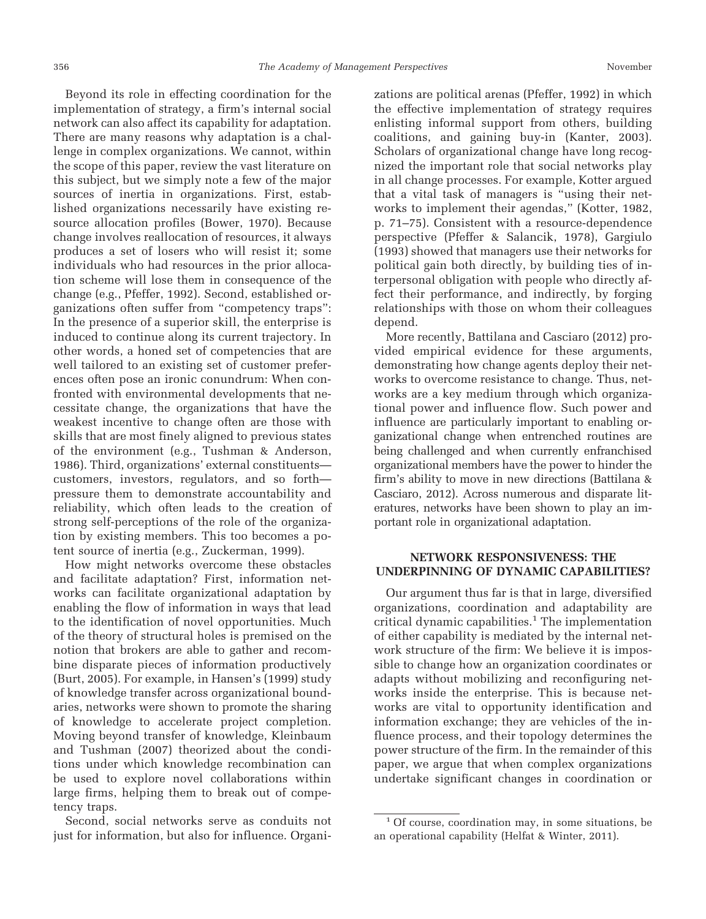Beyond its role in effecting coordination for the implementation of strategy, a firm's internal social network can also affect its capability for adaptation. There are many reasons why adaptation is a challenge in complex organizations. We cannot, within the scope of this paper, review the vast literature on this subject, but we simply note a few of the major sources of inertia in organizations. First, established organizations necessarily have existing resource allocation profiles (Bower, 1970). Because change involves reallocation of resources, it always produces a set of losers who will resist it; some individuals who had resources in the prior allocation scheme will lose them in consequence of the change (e.g., Pfeffer, 1992). Second, established organizations often suffer from "competency traps": In the presence of a superior skill, the enterprise is induced to continue along its current trajectory. In other words, a honed set of competencies that are well tailored to an existing set of customer preferences often pose an ironic conundrum: When confronted with environmental developments that necessitate change, the organizations that have the weakest incentive to change often are those with skills that are most finely aligned to previous states of the environment (e.g., Tushman & Anderson, 1986). Third, organizations' external constituents—customers, investors, regulators, and so forth—pressure them to demonstrate accountability and reliability, which often leads to the creation of strong self-perceptions of the role of the organization by existing members. This too becomes a potent source of inertia (e.g., Zuckerman, 1999).

How might networks overcome these obstacles and facilitate adaptation? First, information networks can facilitate organizational adaptation by enabling the flow of information in ways that lead to the identification of novel opportunities. Much of the theory of structural holes is premised on the notion that brokers are able to gather and recombine disparate pieces of information productively (Burt, 2005). For example, in Hansen's (1999) study of knowledge transfer across organizational boundaries, networks were shown to promote the sharing of knowledge to accelerate project completion. Moving beyond transfer of knowledge, Kleinbaum and Tushman (2007) theorized about the conditions under which knowledge recombination can be used to explore novel collaborations within large firms, helping them to break out of competency traps.

Second, social networks serve as conduits not just for information, but also for influence. Organizations are political arenas (Pfeffer, 1992) in which the effective implementation of strategy requires enlisting informal support from others, building coalitions, and gaining buy-in (Kanter, 2003). Scholars of organizational change have long recognized the important role that social networks play in all change processes. For example, Kotter argued that a vital task of managers is "using their networks to implement their agendas," (Kotter, 1982, p. 71–75). Consistent with a resource-dependence perspective (Pfeffer & Salancik, 1978), Gargiulo (1993) showed that managers use their networks for political gain both directly, by building ties of interpersonal obligation with people who directly affect their performance, and indirectly, by forging relationships with those on whom their colleagues depend.

More recently, Battilana and Casciaro (2012) provided empirical evidence for these arguments, demonstrating how change agents deploy their networks to overcome resistance to change. Thus, networks are a key medium through which organizational power and influence flow. Such power and influence are particularly important to enabling organizational change when entrenched routines are being challenged and when currently enfranchised organizational members have the power to hinder the firm's ability to move in new directions (Battilana & Casciaro, 2012). Across numerous and disparate literatures, networks have been shown to play an important role in organizational adaptation.

## NETWORK RESPONSIVENESS: THE UNDERPINNING OF DYNAMIC CAPABILITIES?

Our argument thus far is that in large, diversified organizations, coordination and adaptability are critical dynamic capabilities.[1] The implementation of either capability is mediated by the internal network structure of the firm: We believe it is impossible to change how an organization coordinates or adapts without mobilizing and reconfiguring networks inside the enterprise. This is because networks are vital to opportunity identification and information exchange; they are vehicles of the influence process, and their topology determines the power structure of the firm. In the remainder of this paper, we argue that when complex organizations undertake significant changes in coordination or

[1] Of course, coordination may, in some situations, be an operational capability (Helfat & Winter, 2011).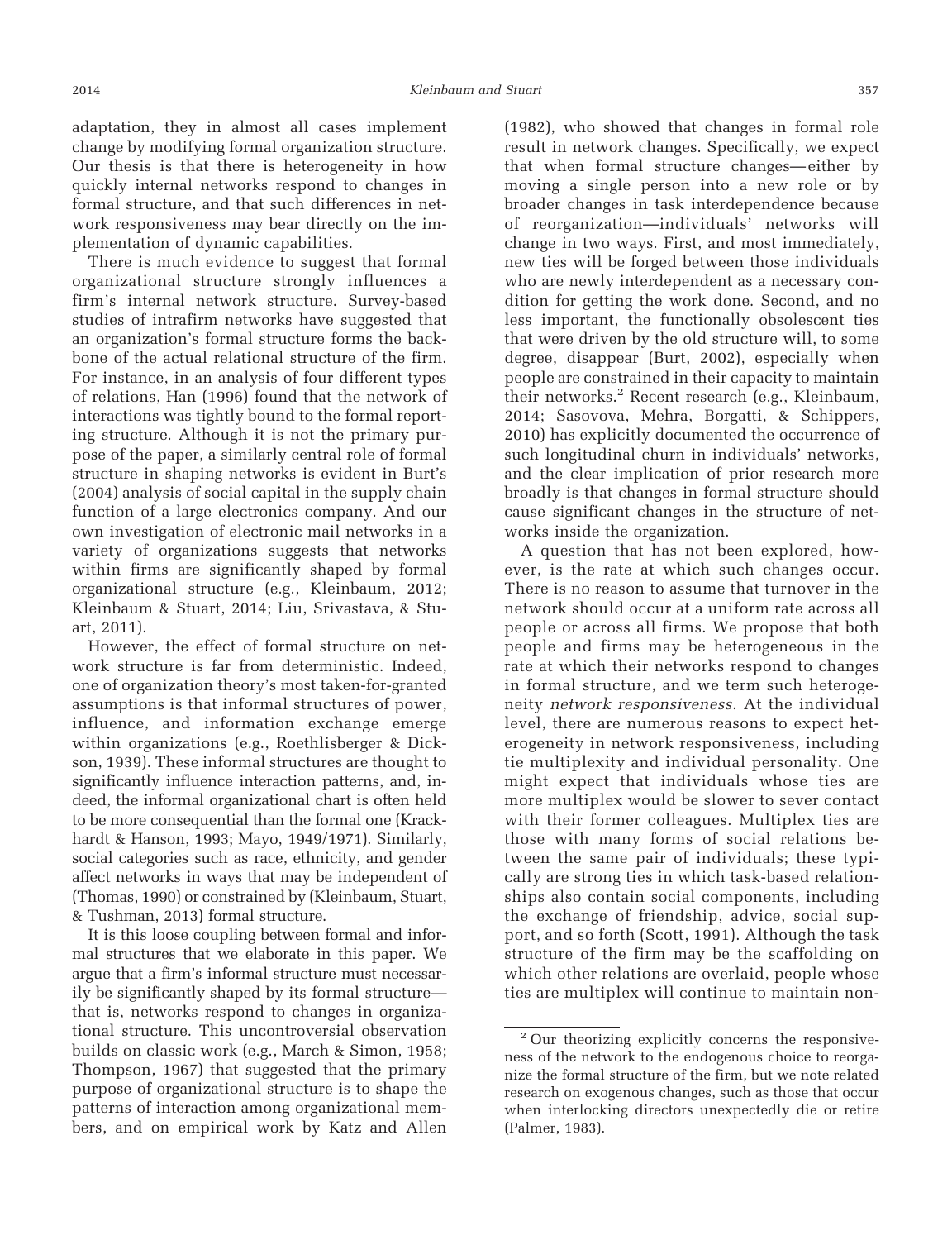adaptation, they in almost all cases implement change by modifying formal organization structure. Our thesis is that there is heterogeneity in how quickly internal networks respond to changes in formal structure, and that such differences in network responsiveness may bear directly on the implementation of dynamic capabilities.

There is much evidence to suggest that formal organizational structure strongly influences a firm's internal network structure. Survey-based studies of intrafirm networks have suggested that an organization's formal structure forms the backbone of the actual relational structure of the firm. For instance, in an analysis of four different types of relations, Han (1996) found that the network of interactions was tightly bound to the formal reporting structure. Although it is not the primary purpose of the paper, a similarly central role of formal structure in shaping networks is evident in Burt's (2004) analysis of social capital in the supply chain function of a large electronics company. And our own investigation of electronic mail networks in a variety of organizations suggests that networks within firms are significantly shaped by formal organizational structure (e.g., Kleinbaum, 2012; Kleinbaum & Stuart, 2014; Liu, Srivastava, & Stuart, 2011).

However, the effect of formal structure on network structure is far from deterministic. Indeed, one of organization theory's most taken-for-granted assumptions is that informal structures of power, influence, and information exchange emerge within organizations (e.g., Roethlisberger & Dickson, 1939). These informal structures are thought to significantly influence interaction patterns, and, indeed, the informal organizational chart is often held to be more consequential than the formal one (Krackhardt & Hanson, 1993; Mayo, 1949/1971). Similarly, social categories such as race, ethnicity, and gender affect networks in ways that may be independent of (Thomas, 1990) or constrained by (Kleinbaum, Stuart, & Tushman, 2013) formal structure.

It is this loose coupling between formal and informal structures that we elaborate in this paper. We argue that a firm's informal structure must necessarily be significantly shaped by its formal structure—that is, networks respond to changes in organizational structure. This uncontroversial observation builds on classic work (e.g., March & Simon, 1958; Thompson, 1967) that suggested that the primary purpose of organizational structure is to shape the patterns of interaction among organizational members, and on empirical work by Katz and Allen (1982), who showed that changes in formal role result in network changes. Specifically, we expect that when formal structure changes—either by moving a single person into a new role or by broader changes in task interdependence because of reorganization—individuals' networks will change in two ways. First, and most immediately, new ties will be forged between those individuals who are newly interdependent as a necessary condition for getting the work done. Second, and no less important, the functionally obsolescent ties that were driven by the old structure will, to some degree, disappear (Burt, 2002), especially when people are constrained in their capacity to maintain their networks.[2] Recent research (e.g., Kleinbaum, 2014; Sasovova, Mehra, Borgatti, & Schippers, 2010) has explicitly documented the occurrence of such longitudinal churn in individuals' networks, and the clear implication of prior research more broadly is that changes in formal structure should cause significant changes in the structure of networks inside the organization.

A question that has not been explored, however, is the rate at which such changes occur. There is no reason to assume that turnover in the network should occur at a uniform rate across all people or across all firms. We propose that both people and firms may be heterogeneous in the rate at which their networks respond to changes in formal structure, and we term such heterogeneity *network responsiveness*. At the individual level, there are numerous reasons to expect heterogeneity in network responsiveness, including tie multiplexity and individual personality. One might expect that individuals whose ties are more multiplex would be slower to sever contact with their former colleagues. Multiplex ties are those with many forms of social relations between the same pair of individuals; these typically are strong ties in which task-based relationships also contain social components, including the exchange of friendship, advice, social support, and so forth (Scott, 1991). Although the task structure of the firm may be the scaffolding on which other relations are overlaid, people whose ties are multiplex will continue to maintain non-

[2] Our theorizing explicitly concerns the responsiveness of the network to the endogenous choice to reorganize the formal structure of the firm, but we note related research on exogenous changes, such as those that occur when interlocking directors unexpectedly die or retire (Palmer, 1983).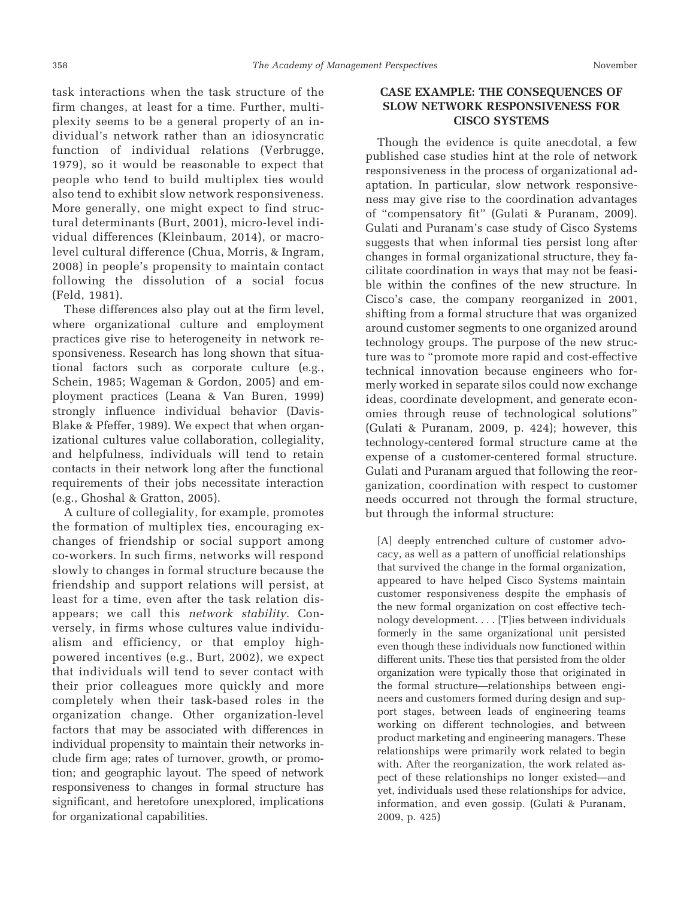task interactions when the task structure of the firm changes, at least for a time. Further, multiplexity seems to be a general property of an individual's network rather than an idiosyncratic function of individual relations (Verbrugge, 1979), so it would be reasonable to expect that people who tend to build multiplex ties would also tend to exhibit slow network responsiveness. More generally, one might expect to find structural determinants (Burt, 2001), micro-level individual differences (Kleinbaum, 2014), or macro-level cultural difference (Chua, Morris, & Ingram, 2008) in people's propensity to maintain contact following the dissolution of a social focus (Feld, 1981).

These differences also play out at the firm level, where organizational culture and employment practices give rise to heterogeneity in network responsiveness. Research has long shown that situational factors such as corporate culture (e.g., Schein, 1985; Wageman & Gordon, 2005) and employment practices (Leana & Van Buren, 1999) strongly influence individual behavior (Davis-Blake & Pfeffer, 1989). We expect that when organizational cultures value collaboration, collegiality, and helpfulness, individuals will tend to retain contacts in their network long after the functional requirements of their jobs necessitate interaction (e.g., Ghoshal & Gratton, 2005).

A culture of collegiality, for example, promotes the formation of multiplex ties, encouraging exchanges of friendship or social support among co-workers. In such firms, networks will respond slowly to changes in formal structure because the friendship and support relations will persist, at least for a time, even after the task relation disappears; we call this *network stability*. Conversely, in firms whose cultures value individualism and efficiency, or that employ high-powered incentives (e.g., Burt, 2002), we expect that individuals will tend to sever contact with their prior colleagues more quickly and more completely when their task-based roles in the organization change. Other organization-level factors that may be associated with differences in individual propensity to maintain their networks include firm age; rates of turnover, growth, or promotion; and geographic layout. The speed of network responsiveness to changes in formal structure has significant, and heretofore unexplored, implications for organizational capabilities.

## CASE EXAMPLE: THE CONSEQUENCES OF SLOW NETWORK RESPONSIVENESS FOR CISCO SYSTEMS

Though the evidence is quite anecdotal, a few published case studies hint at the role of network responsiveness in the process of organizational adaptation. In particular, slow network responsiveness may give rise to the coordination advantages of "compensatory fit" (Gulati & Puranam, 2009). Gulati and Puranam's case study of Cisco Systems suggests that when informal ties persist long after changes in formal organizational structure, they facilitate coordination in ways that may not be feasible within the confines of the new structure. In Cisco's case, the company reorganized in 2001, shifting from a formal structure that was organized around customer segments to one organized around technology groups. The purpose of the new structure was to "promote more rapid and cost-effective technical innovation because engineers who formerly worked in separate silos could now exchange ideas, coordinate development, and generate economies through reuse of technological solutions" (Gulati & Puranam, 2009, p. 424); however, this technology-centered formal structure came at the expense of a customer-centered formal structure. Gulati and Puranam argued that following the reorganization, coordination with respect to customer needs occurred not through the formal structure, but through the informal structure:

> [A] deeply entrenched culture of customer advocacy, as well as a pattern of unofficial relationships that survived the change in the formal organization, appeared to have helped Cisco Systems maintain customer responsiveness despite the emphasis of the new formal organization on cost effective technology development. . . . [T]ies between individuals formerly in the same organizational unit persisted even though these individuals now functioned within different units. These ties that persisted from the older organization were typically those that originated in the formal structure—relationships between engineers and customers formed during design and support stages, between leads of engineering teams working on different technologies, and between product marketing and engineering managers. These relationships were primarily work related to begin with. After the reorganization, the work related aspect of these relationships no longer existed—and yet, individuals used these relationships for advice, information, and even gossip. (Gulati & Puranam, 2009, p. 425)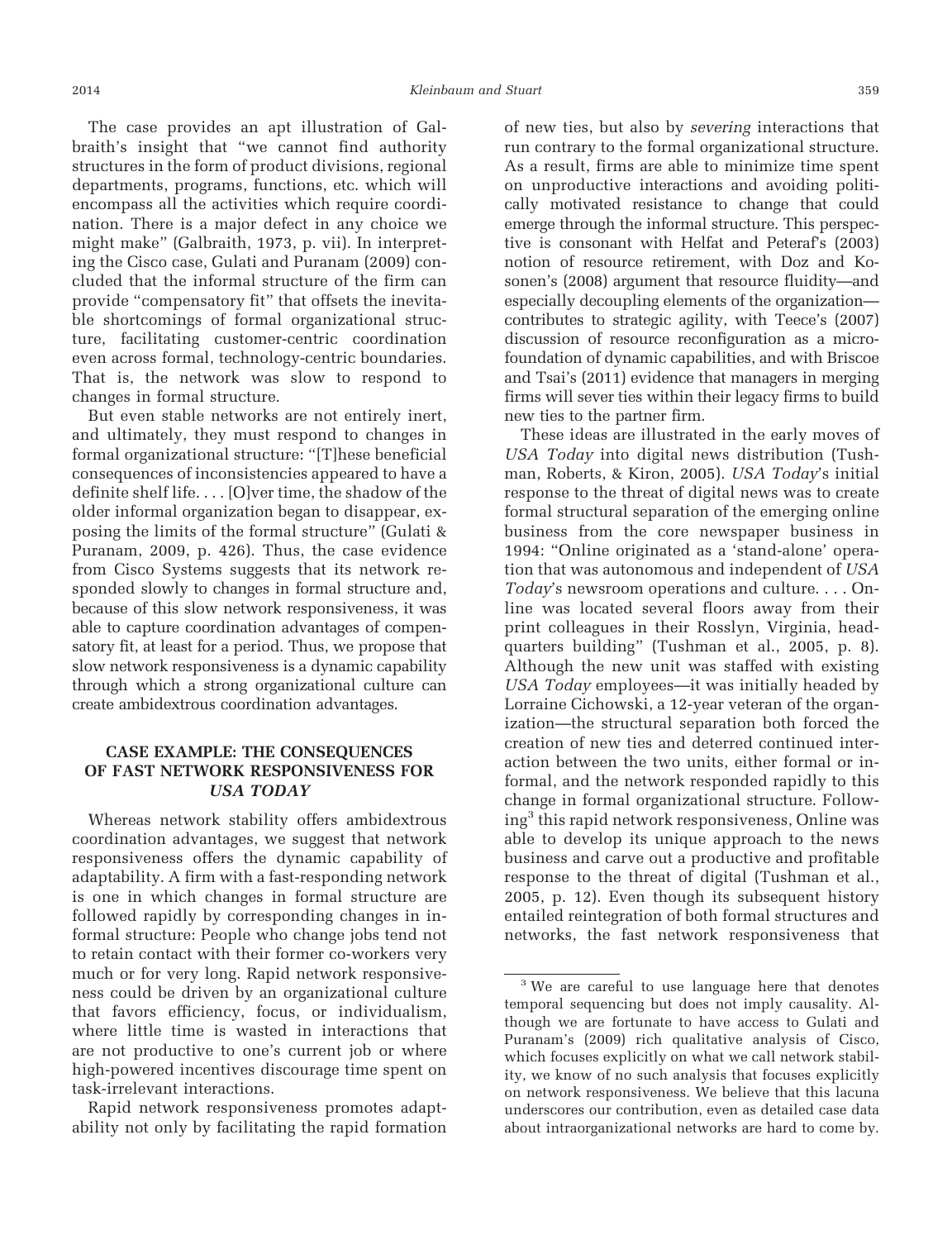The case provides an apt illustration of Galbraith's insight that "we cannot find authority structures in the form of product divisions, regional departments, programs, functions, etc. which will encompass all the activities which require coordination. There is a major defect in any choice we might make" (Galbraith, 1973, p. vii). In interpreting the Cisco case, Gulati and Puranam (2009) concluded that the informal structure of the firm can provide "compensatory fit" that offsets the inevitable shortcomings of formal organizational structure, facilitating customer-centric coordination even across formal, technology-centric boundaries. That is, the network was slow to respond to changes in formal structure.

But even stable networks are not entirely inert, and ultimately, they must respond to changes in formal organizational structure: "[T]hese beneficial consequences of inconsistencies appeared to have a definite shelf life. . . . [O]ver time, the shadow of the older informal organization began to disappear, exposing the limits of the formal structure" (Gulati & Puranam, 2009, p. 426). Thus, the case evidence from Cisco Systems suggests that its network responded slowly to changes in formal structure and, because of this slow network responsiveness, it was able to capture coordination advantages of compensatory fit, at least for a period. Thus, we propose that slow network responsiveness is a dynamic capability through which a strong organizational culture can create ambidextrous coordination advantages.

## CASE EXAMPLE: THE CONSEQUENCES OF FAST NETWORK RESPONSIVENESS FOR *USA TODAY*

Whereas network stability offers ambidextrous coordination advantages, we suggest that network responsiveness offers the dynamic capability of adaptability. A firm with a fast-responding network is one in which changes in formal structure are followed rapidly by corresponding changes in informal structure: People who change jobs tend not to retain contact with their former co-workers very much or for very long. Rapid network responsiveness could be driven by an organizational culture that favors efficiency, focus, or individualism, where little time is wasted in interactions that are not productive to one's current job or where high-powered incentives discourage time spent on task-irrelevant interactions.

Rapid network responsiveness promotes adaptability not only by facilitating the rapid formation of new ties, but also by *severing* interactions that run contrary to the formal organizational structure. As a result, firms are able to minimize time spent on unproductive interactions and avoiding politically motivated resistance to change that could emerge through the informal structure. This perspective is consonant with Helfat and Peteraf's (2003) notion of resource retirement, with Doz and Kosonen's (2008) argument that resource fluidity—and especially decoupling elements of the organization—contributes to strategic agility, with Teece's (2007) discussion of resource reconfiguration as a microfoundation of dynamic capabilities, and with Briscoe and Tsai's (2011) evidence that managers in merging firms will sever ties within their legacy firms to build new ties to the partner firm.

These ideas are illustrated in the early moves of *USA Today* into digital news distribution (Tushman, Roberts, & Kiron, 2005). *USA Today*'s initial response to the threat of digital news was to create formal structural separation of the emerging online business from the core newspaper business in 1994: "Online originated as a 'stand-alone' operation that was autonomous and independent of *USA Today*'s newsroom operations and culture. . . . Online was located several floors away from their print colleagues in their Rosslyn, Virginia, headquarters building" (Tushman et al., 2005, p. 8). Although the new unit was staffed with existing *USA Today* employees—it was initially headed by Lorraine Cichowski, a 12-year veteran of the organization—the structural separation both forced the creation of new ties and deterred continued interaction between the two units, either formal or informal, and the network responded rapidly to this change in formal organizational structure. Following[3] this rapid network responsiveness, Online was able to develop its unique approach to the news business and carve out a productive and profitable response to the threat of digital (Tushman et al., 2005, p. 12). Even though its subsequent history entailed reintegration of both formal structures and networks, the fast network responsiveness that

[3] We are careful to use language here that denotes temporal sequencing but does not imply causality. Although we are fortunate to have access to Gulati and Puranam's (2009) rich qualitative analysis of Cisco, which focuses explicitly on what we call network stability, we know of no such analysis that focuses explicitly on network responsiveness. We believe that this lacuna underscores our contribution, even as detailed case data about intraorganizational networks are hard to come by.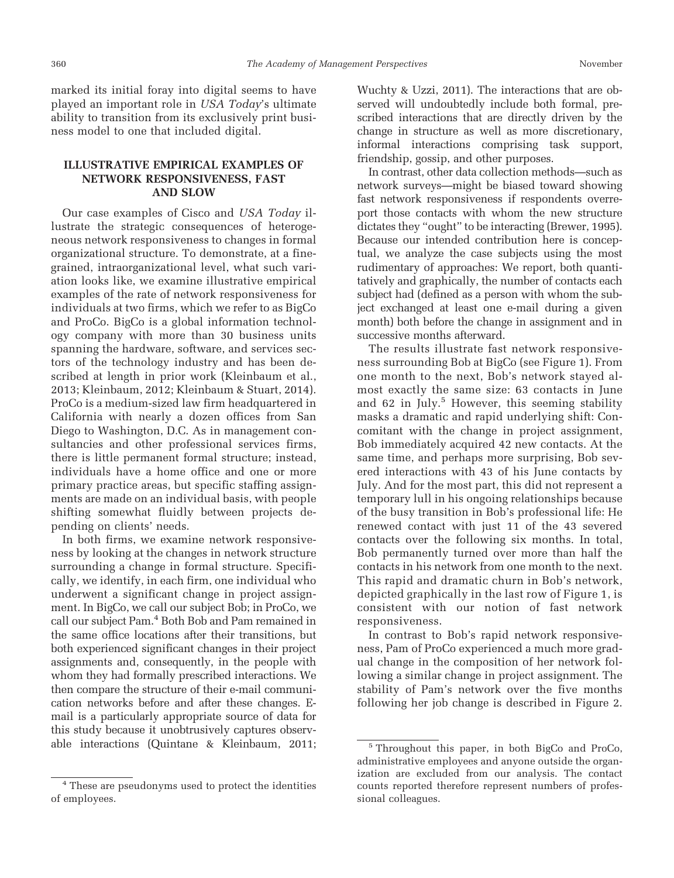marked its initial foray into digital seems to have played an important role in *USA Today*'s ultimate ability to transition from its exclusively print business model to one that included digital.

## ILLUSTRATIVE EMPIRICAL EXAMPLES OF NETWORK RESPONSIVENESS, FAST AND SLOW

Our case examples of Cisco and *USA Today* illustrate the strategic consequences of heterogeneous network responsiveness to changes in formal organizational structure. To demonstrate, at a fine-grained, intraorganizational level, what such variation looks like, we examine illustrative empirical examples of the rate of network responsiveness for individuals at two firms, which we refer to as BigCo and ProCo. BigCo is a global information technology company with more than 30 business units spanning the hardware, software, and services sectors of the technology industry and has been described at length in prior work (Kleinbaum et al., 2013; Kleinbaum, 2012; Kleinbaum & Stuart, 2014). ProCo is a medium-sized law firm headquartered in California with nearly a dozen offices from San Diego to Washington, D.C. As in management consultancies and other professional services firms, there is little permanent formal structure; instead, individuals have a home office and one or more primary practice areas, but specific staffing assignments are made on an individual basis, with people shifting somewhat fluidly between projects depending on clients' needs.

In both firms, we examine network responsiveness by looking at the changes in network structure surrounding a change in formal structure. Specifically, we identify, in each firm, one individual who underwent a significant change in project assignment. In BigCo, we call our subject Bob; in ProCo, we call our subject Pam.[4] Both Bob and Pam remained in the same office locations after their transitions, but both experienced significant changes in their project assignments and, consequently, in the people with whom they had formally prescribed interactions. We then compare the structure of their e-mail communication networks before and after these changes. E-mail is a particularly appropriate source of data for this study because it unobtrusively captures observable interactions (Quintane & Kleinbaum, 2011; Wuchty & Uzzi, 2011). The interactions that are observed will undoubtedly include both formal, prescribed interactions that are directly driven by the change in structure as well as more discretionary, informal interactions comprising task support, friendship, gossip, and other purposes.

In contrast, other data collection methods—such as network surveys—might be biased toward showing fast network responsiveness if respondents overreport those contacts with whom the new structure dictates they "ought" to be interacting (Brewer, 1995). Because our intended contribution here is conceptual, we analyze the case subjects using the most rudimentary of approaches: We report, both quantitatively and graphically, the number of contacts each subject had (defined as a person with whom the subject exchanged at least one e-mail during a given month) both before the change in assignment and in successive months afterward.

The results illustrate fast network responsiveness surrounding Bob at BigCo (see Figure 1). From one month to the next, Bob's network stayed almost exactly the same size: 63 contacts in June and 62 in July.[5] However, this seeming stability masks a dramatic and rapid underlying shift: Concomitant with the change in project assignment, Bob immediately acquired 42 new contacts. At the same time, and perhaps more surprising, Bob severed interactions with 43 of his June contacts by July. And for the most part, this did not represent a temporary lull in his ongoing relationships because of the busy transition in Bob's professional life: He renewed contact with just 11 of the 43 severed contacts over the following six months. In total, Bob permanently turned over more than half the contacts in his network from one month to the next. This rapid and dramatic churn in Bob's network, depicted graphically in the last row of Figure 1, is consistent with our notion of fast network responsiveness.

In contrast to Bob's rapid network responsiveness, Pam of ProCo experienced a much more gradual change in the composition of her network following a similar change in project assignment. The stability of Pam's network over the five months following her job change is described in Figure 2.

[4] These are pseudonyms used to protect the identities of employees.

[5] Throughout this paper, in both BigCo and ProCo, administrative employees and anyone outside the organization are excluded from our analysis. The contact counts reported therefore represent numbers of professional colleagues.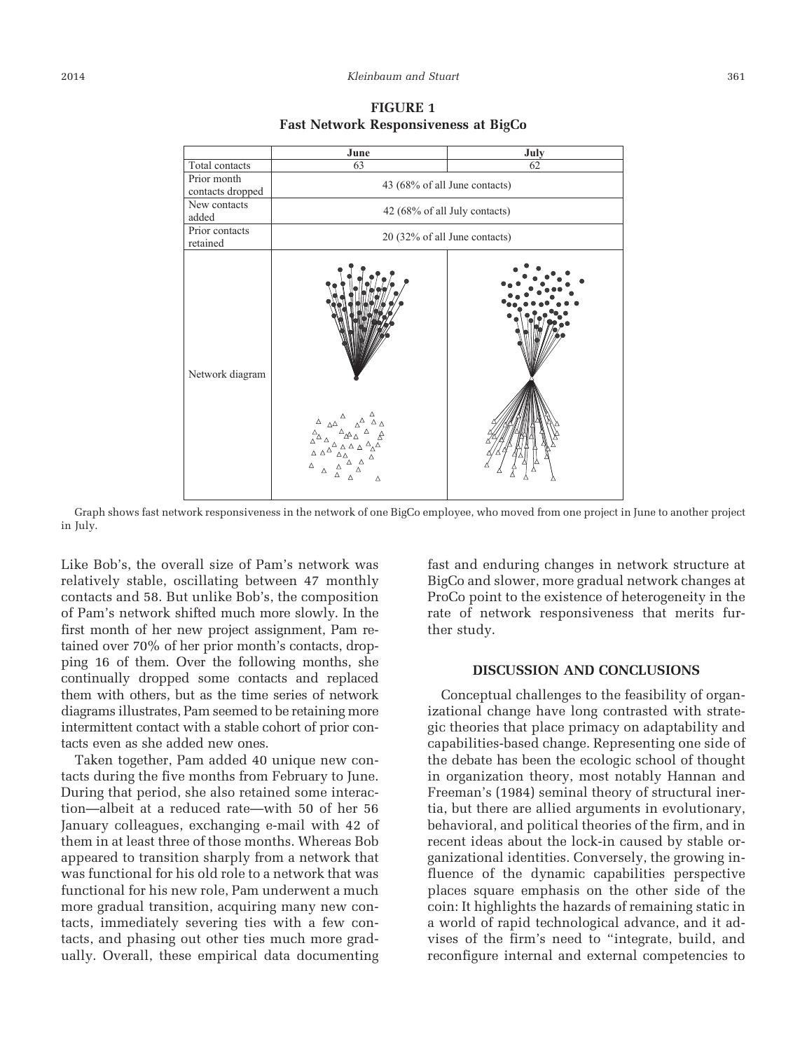**FIGURE 1**
**Fast Network Responsiveness at BigCo**

| | June | July |
|---|---|---|
| Total contacts | 63 | 62 |
| Prior month contacts dropped | 43 (68% of all June contacts) | |
| New contacts added | 42 (68% of all July contacts) | |
| Prior contacts retained | 20 (32% of all June contacts) | |
| Network diagram | | |

Graph shows fast network responsiveness in the network of one BigCo employee, who moved from one project in June to another project in July.

Like Bob's, the overall size of Pam's network was relatively stable, oscillating between 47 monthly contacts and 58. But unlike Bob's, the composition of Pam's network shifted much more slowly. In the first month of her new project assignment, Pam retained over 70% of her prior month's contacts, dropping 16 of them. Over the following months, she continually dropped some contacts and replaced them with others, but as the time series of network diagrams illustrates, Pam seemed to be retaining more intermittent contact with a stable cohort of prior contacts even as she added new ones.

Taken together, Pam added 40 unique new contacts during the five months from February to June. During that period, she also retained some interaction—albeit at a reduced rate—with 50 of her 56 January colleagues, exchanging e-mail with 42 of them in at least three of those months. Whereas Bob appeared to transition sharply from a network that was functional for his old role to a network that was functional for his new role, Pam underwent a much more gradual transition, acquiring many new contacts, immediately severing ties with a few contacts, and phasing out other ties much more gradually. Overall, these empirical data documenting fast and enduring changes in network structure at BigCo and slower, more gradual network changes at ProCo point to the existence of heterogeneity in the rate of network responsiveness that merits further study.

## DISCUSSION AND CONCLUSIONS

Conceptual challenges to the feasibility of organizational change have long contrasted with strategic theories that place primacy on adaptability and capabilities-based change. Representing one side of the debate has been the ecologic school of thought in organization theory, most notably Hannan and Freeman's (1984) seminal theory of structural inertia, but there are allied arguments in evolutionary, behavioral, and political theories of the firm, and in recent ideas about the lock-in caused by stable organizational identities. Conversely, the growing influence of the dynamic capabilities perspective places square emphasis on the other side of the coin: It highlights the hazards of remaining static in a world of rapid technological advance, and it advises of the firm's need to "integrate, build, and reconfigure internal and external competencies to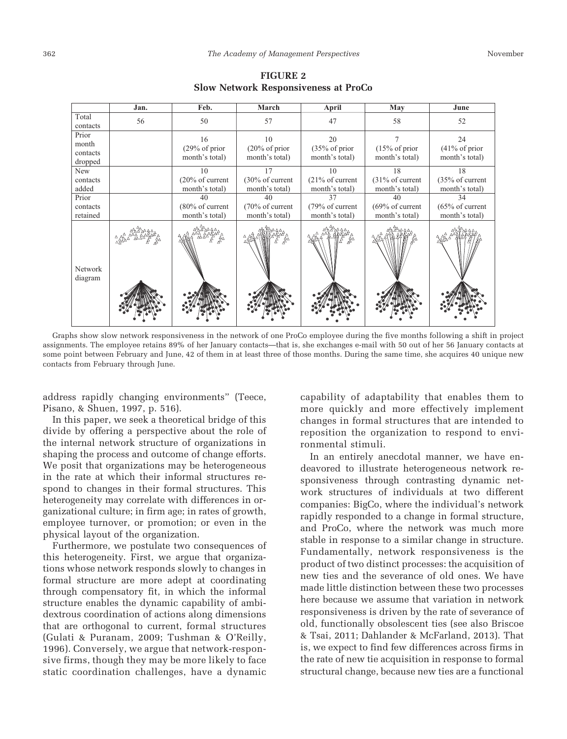**FIGURE 2**
**Slow Network Responsiveness at ProCo**

| | Jan. | Feb. | March | April | May | June |
|---|---|---|---|---|---|---|
| Total contacts | 56 | 50 | 57 | 47 | 58 | 52 |
| Prior month contacts dropped | | 16 (29% of prior month's total) | 10 (20% of prior month's total) | 20 (35% of prior month's total) | 7 (15% of prior month's total) | 24 (41% of prior month's total) |
| New contacts added | | 10 (20% of current month's total) | 17 (30% of current month's total) | 10 (21% of current month's total) | 18 (31% of current month's total) | 18 (35% of current month's total) |
| Prior contacts retained | | 40 (80% of current month's total) | 40 (70% of current month's total) | 37 (79% of current month's total) | 40 (69% of current month's total) | 34 (65% of current month's total) |
| Network diagram | | | | | | |

Graphs show slow network responsiveness in the network of one ProCo employee during the five months following a shift in project assignments. The employee retains 89% of her January contacts—that is, she exchanges e-mail with 50 out of her 56 January contacts at some point between February and June, 42 of them in at least three of those months. During the same time, she acquires 40 unique new contacts from February through June.

address rapidly changing environments" (Teece, Pisano, & Shuen, 1997, p. 516).

In this paper, we seek a theoretical bridge of this divide by offering a perspective about the role of the internal network structure of organizations in shaping the process and outcome of change efforts. We posit that organizations may be heterogeneous in the rate at which their informal structures respond to changes in their formal structures. This heterogeneity may correlate with differences in organizational culture; in firm age; in rates of growth, employee turnover, or promotion; or even in the physical layout of the organization.

Furthermore, we postulate two consequences of this heterogeneity. First, we argue that organizations whose network responds slowly to changes in formal structure are more adept at coordinating through compensatory fit, in which the informal structure enables the dynamic capability of ambidextrous coordination of actions along dimensions that are orthogonal to current, formal structures (Gulati & Puranam, 2009; Tushman & O'Reilly, 1996). Conversely, we argue that network-responsive firms, though they may be more likely to face static coordination challenges, have a dynamic capability of adaptability that enables them to more quickly and more effectively implement changes in formal structures that are intended to reposition the organization to respond to environmental stimuli.

In an entirely anecdotal manner, we have endeavored to illustrate heterogeneous network responsiveness through contrasting dynamic network structures of individuals at two different companies: BigCo, where the individual's network rapidly responded to a change in formal structure, and ProCo, where the network was much more stable in response to a similar change in structure. Fundamentally, network responsiveness is the product of two distinct processes: the acquisition of new ties and the severance of old ones. We have made little distinction between these two processes here because we assume that variation in network responsiveness is driven by the rate of severance of old, functionally obsolescent ties (see also Briscoe & Tsai, 2011; Dahlander & McFarland, 2013). That is, we expect to find few differences across firms in the rate of new tie acquisition in response to formal structural change, because new ties are a functional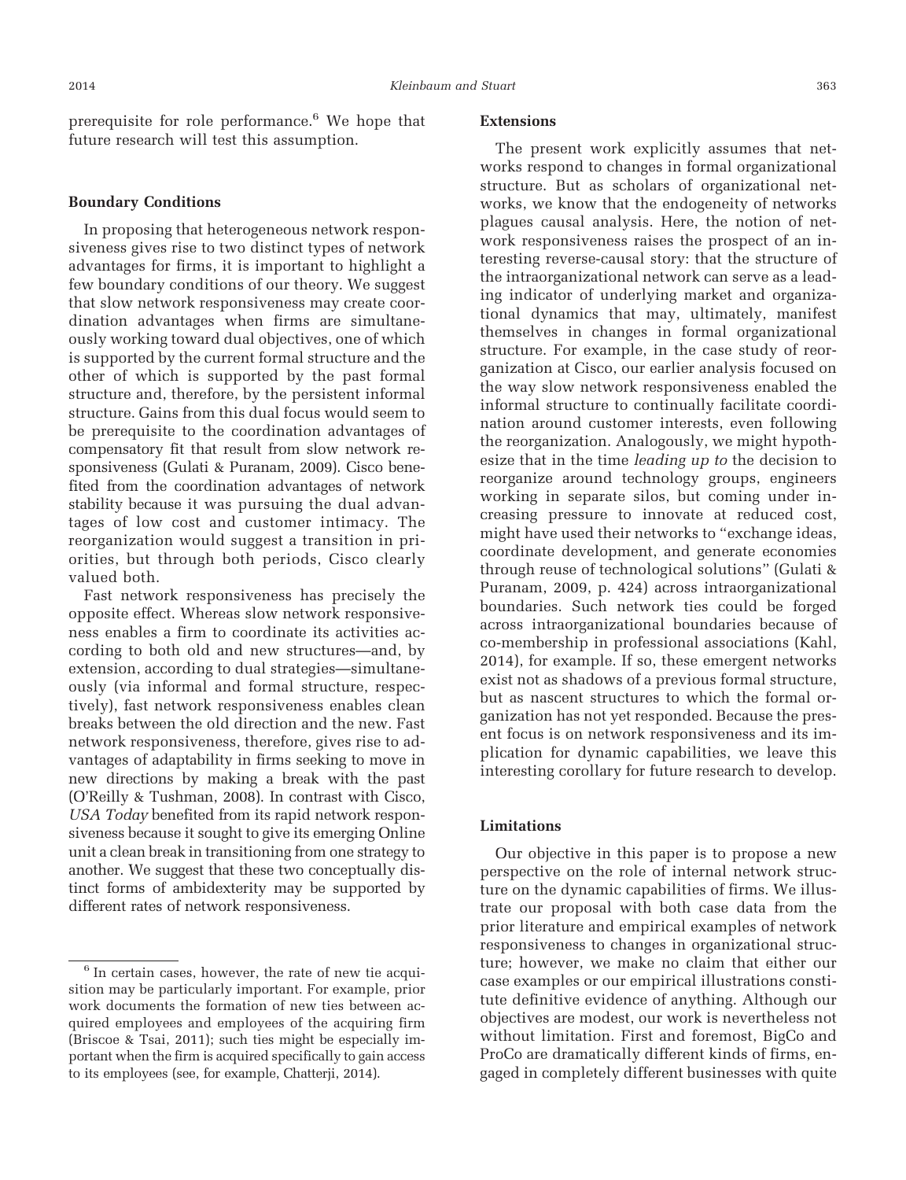prerequisite for role performance.[6] We hope that future research will test this assumption.

### Boundary Conditions

In proposing that heterogeneous network responsiveness gives rise to two distinct types of network advantages for firms, it is important to highlight a few boundary conditions of our theory. We suggest that slow network responsiveness may create coordination advantages when firms are simultaneously working toward dual objectives, one of which is supported by the current formal structure and the other of which is supported by the past formal structure and, therefore, by the persistent informal structure. Gains from this dual focus would seem to be prerequisite to the coordination advantages of compensatory fit that result from slow network responsiveness (Gulati & Puranam, 2009). Cisco benefited from the coordination advantages of network stability because it was pursuing the dual advantages of low cost and customer intimacy. The reorganization would suggest a transition in priorities, but through both periods, Cisco clearly valued both.

Fast network responsiveness has precisely the opposite effect. Whereas slow network responsiveness enables a firm to coordinate its activities according to both old and new structures—and, by extension, according to dual strategies—simultaneously (via informal and formal structure, respectively), fast network responsiveness enables clean breaks between the old direction and the new. Fast network responsiveness, therefore, gives rise to advantages of adaptability in firms seeking to move in new directions by making a break with the past (O'Reilly & Tushman, 2008). In contrast with Cisco, *USA Today* benefited from its rapid network responsiveness because it sought to give its emerging Online unit a clean break in transitioning from one strategy to another. We suggest that these two conceptually distinct forms of ambidexterity may be supported by different rates of network responsiveness.

### Extensions

The present work explicitly assumes that networks respond to changes in formal organizational structure. But as scholars of organizational networks, we know that the endogeneity of networks plagues causal analysis. Here, the notion of network responsiveness raises the prospect of an interesting reverse-causal story: that the structure of the intraorganizational network can serve as a leading indicator of underlying market and organizational dynamics that may, ultimately, manifest themselves in changes in formal organizational structure. For example, in the case study of reorganization at Cisco, our earlier analysis focused on the way slow network responsiveness enabled the informal structure to continually facilitate coordination around customer interests, even following the reorganization. Analogously, we might hypothesize that in the time *leading up to* the decision to reorganize around technology groups, engineers working in separate silos, but coming under increasing pressure to innovate at reduced cost, might have used their networks to "exchange ideas, coordinate development, and generate economies through reuse of technological solutions" (Gulati & Puranam, 2009, p. 424) across intraorganizational boundaries. Such network ties could be forged across intraorganizational boundaries because of co-membership in professional associations (Kahl, 2014), for example. If so, these emergent networks exist not as shadows of a previous formal structure, but as nascent structures to which the formal organization has not yet responded. Because the present focus is on network responsiveness and its implication for dynamic capabilities, we leave this interesting corollary for future research to develop.

### Limitations

Our objective in this paper is to propose a new perspective on the role of internal network structure on the dynamic capabilities of firms. We illustrate our proposal with both case data from the prior literature and empirical examples of network responsiveness to changes in organizational structure; however, we make no claim that either our case examples or our empirical illustrations constitute definitive evidence of anything. Although our objectives are modest, our work is nevertheless not without limitation. First and foremost, BigCo and ProCo are dramatically different kinds of firms, engaged in completely different businesses with quite

[6] In certain cases, however, the rate of new tie acquisition may be particularly important. For example, prior work documents the formation of new ties between acquired employees and employees of the acquiring firm (Briscoe & Tsai, 2011); such ties might be especially important when the firm is acquired specifically to gain access to its employees (see, for example, Chatterji, 2014).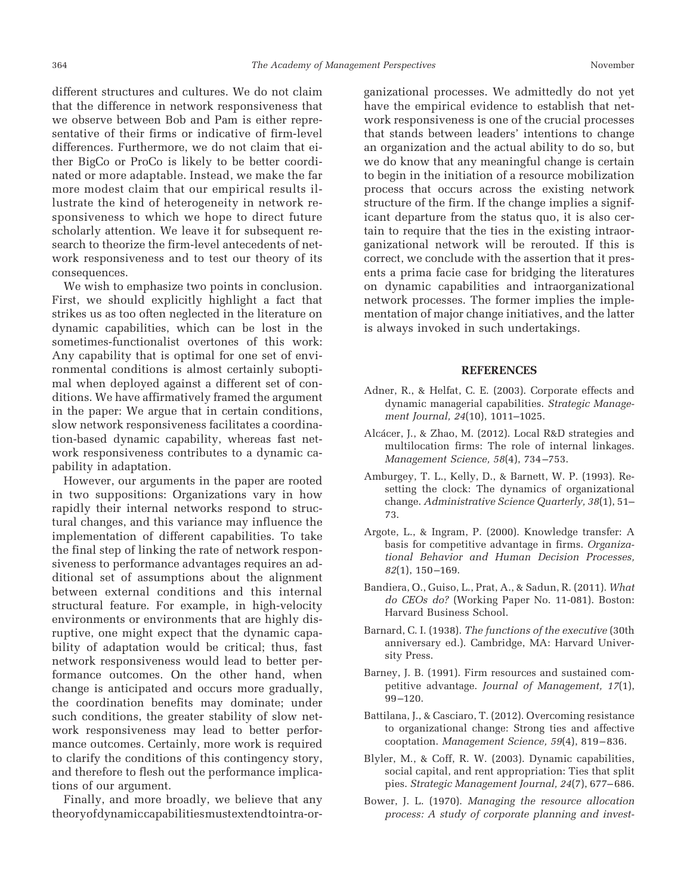different structures and cultures. We do not claim that the difference in network responsiveness that we observe between Bob and Pam is either representative of their firms or indicative of firm-level differences. Furthermore, we do not claim that either BigCo or ProCo is likely to be better coordinated or more adaptable. Instead, we make the far more modest claim that our empirical results illustrate the kind of heterogeneity in network responsiveness to which we hope to direct future scholarly attention. We leave it for subsequent research to theorize the firm-level antecedents of network responsiveness and to test our theory of its consequences.

We wish to emphasize two points in conclusion. First, we should explicitly highlight a fact that strikes us as too often neglected in the literature on dynamic capabilities, which can be lost in the sometimes-functionalist overtones of this work: Any capability that is optimal for one set of environmental conditions is almost certainly suboptimal when deployed against a different set of conditions. We have affirmatively framed the argument in the paper: We argue that in certain conditions, slow network responsiveness facilitates a coordination-based dynamic capability, whereas fast network responsiveness contributes to a dynamic capability in adaptation.

However, our arguments in the paper are rooted in two suppositions: Organizations vary in how rapidly their internal networks respond to structural changes, and this variance may influence the implementation of different capabilities. To take the final step of linking the rate of network responsiveness to performance advantages requires an additional set of assumptions about the alignment between external conditions and this internal structural feature. For example, in high-velocity environments or environments that are highly disruptive, one might expect that the dynamic capability of adaptation would be critical; thus, fast network responsiveness would lead to better performance outcomes. On the other hand, when change is anticipated and occurs more gradually, the coordination benefits may dominate; under such conditions, the greater stability of slow network responsiveness may lead to better performance outcomes. Certainly, more work is required to clarify the conditions of this contingency story, and therefore to flesh out the performance implications of our argument.

Finally, and more broadly, we believe that any theory of dynamic capabilities must extend to intra-organizational processes. We admittedly do not yet have the empirical evidence to establish that network responsiveness is one of the crucial processes that stands between leaders' intentions to change an organization and the actual ability to do so, but we do know that any meaningful change is certain to begin in the initiation of a resource mobilization process that occurs across the existing network structure of the firm. If the change implies a significant departure from the status quo, it is also certain to require that the ties in the existing intraorganizational network will be rerouted. If this is correct, we conclude with the assertion that it presents a prima facie case for bridging the literatures on dynamic capabilities and intraorganizational network processes. The former implies the implementation of major change initiatives, and the latter is always invoked in such undertakings.

## REFERENCES

Adner, R., & Helfat, C. E. (2003). Corporate effects and dynamic managerial capabilities. *Strategic Management Journal, 24*(10), 1011–1025.

Alcácer, J., & Zhao, M. (2012). Local R&D strategies and multilocation firms: The role of internal linkages. *Management Science, 58*(4), 734–753.

Amburgey, T. L., Kelly, D., & Barnett, W. P. (1993). Resetting the clock: The dynamics of organizational change. *Administrative Science Quarterly, 38*(1), 51–73.

Argote, L., & Ingram, P. (2000). Knowledge transfer: A basis for competitive advantage in firms. *Organizational Behavior and Human Decision Processes, 82*(1), 150–169.

Bandiera, O., Guiso, L., Prat, A., & Sadun, R. (2011). *What do CEOs do?* (Working Paper No. 11-081). Boston: Harvard Business School.

Barnard, C. I. (1938). *The functions of the executive* (30th anniversary ed.). Cambridge, MA: Harvard University Press.

Barney, J. B. (1991). Firm resources and sustained competitive advantage. *Journal of Management, 17*(1), 99–120.

Battilana, J., & Casciaro, T. (2012). Overcoming resistance to organizational change: Strong ties and affective cooptation. *Management Science, 59*(4), 819–836.

Blyler, M., & Coff, R. W. (2003). Dynamic capabilities, social capital, and rent appropriation: Ties that split pies. *Strategic Management Journal, 24*(7), 677–686.

Bower, J. L. (1970). *Managing the resource allocation process: A study of corporate planning and invest-*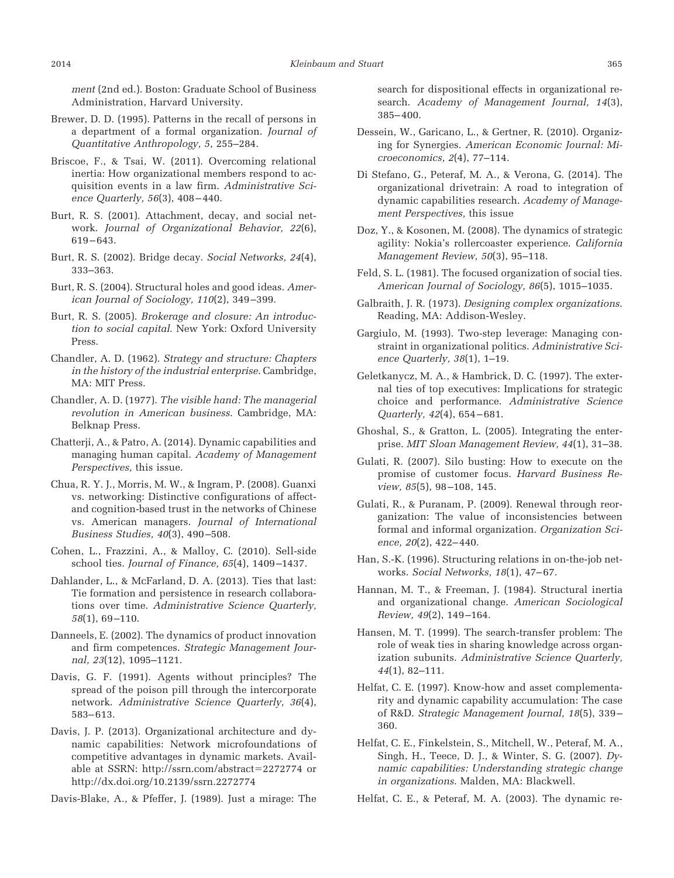*ment* (2nd ed.). Boston: Graduate School of Business Administration, Harvard University.

Brewer, D. D. (1995). Patterns in the recall of persons in a department of a formal organization. *Journal of Quantitative Anthropology, 5*, 255–284.

Briscoe, F., & Tsai, W. (2011). Overcoming relational inertia: How organizational members respond to acquisition events in a law firm. *Administrative Science Quarterly, 56*(3), 408–440.

Burt, R. S. (2001). Attachment, decay, and social network. *Journal of Organizational Behavior, 22*(6), 619–643.

Burt, R. S. (2002). Bridge decay. *Social Networks, 24*(4), 333–363.

Burt, R. S. (2004). Structural holes and good ideas. *American Journal of Sociology, 110*(2), 349–399.

Burt, R. S. (2005). *Brokerage and closure: An introduction to social capital*. New York: Oxford University Press.

Chandler, A. D. (1962). *Strategy and structure: Chapters in the history of the industrial enterprise*. Cambridge, MA: MIT Press.

Chandler, A. D. (1977). *The visible hand: The managerial revolution in American business*. Cambridge, MA: Belknap Press.

Chatterji, A., & Patro, A. (2014). Dynamic capabilities and managing human capital. *Academy of Management Perspectives,* this issue.

Chua, R. Y. J., Morris, M. W., & Ingram, P. (2008). Guanxi vs. networking: Distinctive configurations of affect- and cognition-based trust in the networks of Chinese vs. American managers. *Journal of International Business Studies, 40*(3), 490–508.

Cohen, L., Frazzini, A., & Malloy, C. (2010). Sell-side school ties. *Journal of Finance, 65*(4), 1409–1437.

Dahlander, L., & McFarland, D. A. (2013). Ties that last: Tie formation and persistence in research collaborations over time. *Administrative Science Quarterly, 58*(1), 69–110.

Danneels, E. (2002). The dynamics of product innovation and firm competences. *Strategic Management Journal, 23*(12), 1095–1121.

Davis, G. F. (1991). Agents without principles? The spread of the poison pill through the intercorporate network. *Administrative Science Quarterly, 36*(4), 583–613.

Davis, J. P. (2013). Organizational architecture and dynamic capabilities: Network microfoundations of competitive advantages in dynamic markets. Available at SSRN: http://ssrn.com/abstract=2272774 or http://dx.doi.org/10.2139/ssrn.2272774

Davis-Blake, A., & Pfeffer, J. (1989). Just a mirage: The search for dispositional effects in organizational research. *Academy of Management Journal, 14*(3), 385–400.

Dessein, W., Garicano, L., & Gertner, R. (2010). Organizing for Synergies. *American Economic Journal: Microeconomics, 2*(4), 77–114.

Di Stefano, G., Peteraf, M. A., & Verona, G. (2014). The organizational drivetrain: A road to integration of dynamic capabilities research. *Academy of Management Perspectives,* this issue

Doz, Y., & Kosonen, M. (2008). The dynamics of strategic agility: Nokia's rollercoaster experience. *California Management Review, 50*(3), 95–118.

Feld, S. L. (1981). The focused organization of social ties. *American Journal of Sociology, 86*(5), 1015–1035.

Galbraith, J. R. (1973). *Designing complex organizations*. Reading, MA: Addison-Wesley.

Gargiulo, M. (1993). Two-step leverage: Managing constraint in organizational politics. *Administrative Science Quarterly, 38*(1), 1–19.

Geletkanycz, M. A., & Hambrick, D. C. (1997). The external ties of top executives: Implications for strategic choice and performance. *Administrative Science Quarterly, 42*(4), 654–681.

Ghoshal, S., & Gratton, L. (2005). Integrating the enterprise. *MIT Sloan Management Review, 44*(1), 31–38.

Gulati, R. (2007). Silo busting: How to execute on the promise of customer focus. *Harvard Business Review, 85*(5), 98–108, 145.

Gulati, R., & Puranam, P. (2009). Renewal through reorganization: The value of inconsistencies between formal and informal organization. *Organization Science, 20*(2), 422–440.

Han, S.-K. (1996). Structuring relations in on-the-job networks. *Social Networks, 18*(1), 47–67.

Hannan, M. T., & Freeman, J. (1984). Structural inertia and organizational change. *American Sociological Review, 49*(2), 149–164.

Hansen, M. T. (1999). The search-transfer problem: The role of weak ties in sharing knowledge across organization subunits. *Administrative Science Quarterly, 44*(1), 82–111.

Helfat, C. E. (1997). Know-how and asset complementarity and dynamic capability accumulation: The case of R&D. *Strategic Management Journal, 18*(5), 339–360.

Helfat, C. E., Finkelstein, S., Mitchell, W., Peteraf, M. A., Singh, H., Teece, D. J., & Winter, S. G. (2007). *Dynamic capabilities: Understanding strategic change in organizations*. Malden, MA: Blackwell.

Helfat, C. E., & Peteraf, M. A. (2003). The dynamic re-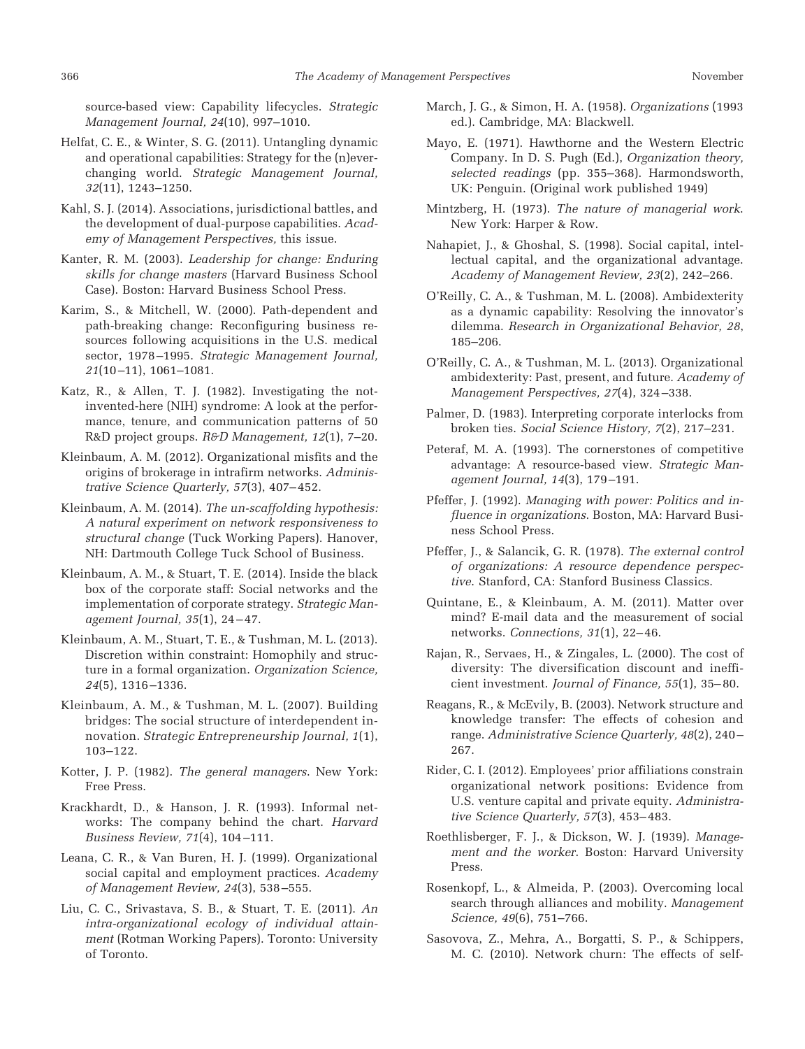source-based view: Capability lifecycles. *Strategic Management Journal, 24*(10), 997–1010.

Helfat, C. E., & Winter, S. G. (2011). Untangling dynamic and operational capabilities: Strategy for the (n)ever-changing world. *Strategic Management Journal, 32*(11), 1243–1250.

Kahl, S. J. (2014). Associations, jurisdictional battles, and the development of dual-purpose capabilities. *Academy of Management Perspectives,* this issue.

Kanter, R. M. (2003). *Leadership for change: Enduring skills for change masters* (Harvard Business School Case). Boston: Harvard Business School Press.

Karim, S., & Mitchell, W. (2000). Path-dependent and path-breaking change: Reconfiguring business resources following acquisitions in the U.S. medical sector, 1978–1995. *Strategic Management Journal, 21*(10–11), 1061–1081.

Katz, R., & Allen, T. J. (1982). Investigating the not-invented-here (NIH) syndrome: A look at the performance, tenure, and communication patterns of 50 R&D project groups. *R&D Management, 12*(1), 7–20.

Kleinbaum, A. M. (2012). Organizational misfits and the origins of brokerage in intrafirm networks. *Administrative Science Quarterly, 57*(3), 407–452.

Kleinbaum, A. M. (2014). *The un-scaffolding hypothesis: A natural experiment on network responsiveness to structural change* (Tuck Working Papers). Hanover, NH: Dartmouth College Tuck School of Business.

Kleinbaum, A. M., & Stuart, T. E. (2014). Inside the black box of the corporate staff: Social networks and the implementation of corporate strategy. *Strategic Management Journal, 35*(1), 24–47.

Kleinbaum, A. M., Stuart, T. E., & Tushman, M. L. (2013). Discretion within constraint: Homophily and structure in a formal organization. *Organization Science, 24*(5), 1316–1336.

Kleinbaum, A. M., & Tushman, M. L. (2007). Building bridges: The social structure of interdependent innovation. *Strategic Entrepreneurship Journal, 1*(1), 103–122.

Kotter, J. P. (1982). *The general managers*. New York: Free Press.

Krackhardt, D., & Hanson, J. R. (1993). Informal networks: The company behind the chart. *Harvard Business Review, 71*(4), 104–111.

Leana, C. R., & Van Buren, H. J. (1999). Organizational social capital and employment practices. *Academy of Management Review, 24*(3), 538–555.

Liu, C. C., Srivastava, S. B., & Stuart, T. E. (2011). *An intra-organizational ecology of individual attainment* (Rotman Working Papers). Toronto: University of Toronto.

March, J. G., & Simon, H. A. (1958). *Organizations* (1993 ed.). Cambridge, MA: Blackwell.

Mayo, E. (1971). Hawthorne and the Western Electric Company. In D. S. Pugh (Ed.), *Organization theory, selected readings* (pp. 355–368). Harmondsworth, UK: Penguin. (Original work published 1949)

Mintzberg, H. (1973). *The nature of managerial work*. New York: Harper & Row.

Nahapiet, J., & Ghoshal, S. (1998). Social capital, intellectual capital, and the organizational advantage. *Academy of Management Review, 23*(2), 242–266.

O'Reilly, C. A., & Tushman, M. L. (2008). Ambidexterity as a dynamic capability: Resolving the innovator's dilemma. *Research in Organizational Behavior, 28*, 185–206.

O'Reilly, C. A., & Tushman, M. L. (2013). Organizational ambidexterity: Past, present, and future. *Academy of Management Perspectives, 27*(4), 324–338.

Palmer, D. (1983). Interpreting corporate interlocks from broken ties. *Social Science History, 7*(2), 217–231.

Peteraf, M. A. (1993). The cornerstones of competitive advantage: A resource-based view. *Strategic Management Journal, 14*(3), 179–191.

Pfeffer, J. (1992). *Managing with power: Politics and influence in organizations*. Boston, MA: Harvard Business School Press.

Pfeffer, J., & Salancik, G. R. (1978). *The external control of organizations: A resource dependence perspective*. Stanford, CA: Stanford Business Classics.

Quintane, E., & Kleinbaum, A. M. (2011). Matter over mind? E-mail data and the measurement of social networks. *Connections, 31*(1), 22–46.

Rajan, R., Servaes, H., & Zingales, L. (2000). The cost of diversity: The diversification discount and inefficient investment. *Journal of Finance, 55*(1), 35–80.

Reagans, R., & McEvily, B. (2003). Network structure and knowledge transfer: The effects of cohesion and range. *Administrative Science Quarterly, 48*(2), 240–267.

Rider, C. I. (2012). Employees' prior affiliations constrain organizational network positions: Evidence from U.S. venture capital and private equity. *Administrative Science Quarterly, 57*(3), 453–483.

Roethlisberger, F. J., & Dickson, W. J. (1939). *Management and the worker*. Boston: Harvard University Press.

Rosenkopf, L., & Almeida, P. (2003). Overcoming local search through alliances and mobility. *Management Science, 49*(6), 751–766.

Sasovova, Z., Mehra, A., Borgatti, S. P., & Schippers, M. C. (2010). Network churn: The effects of self-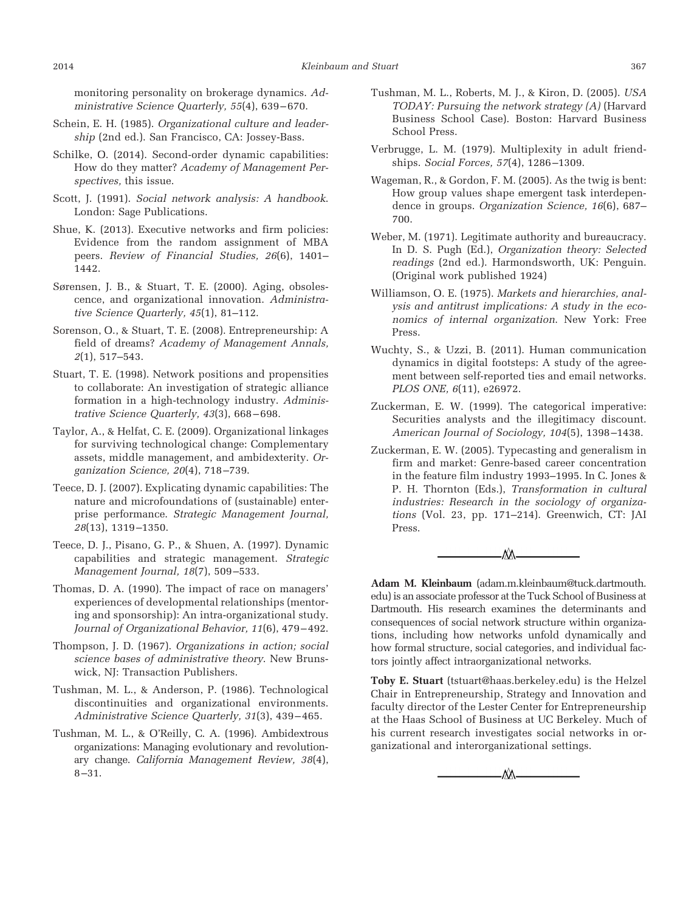monitoring personality on brokerage dynamics. *Administrative Science Quarterly, 55*(4), 639–670.

Schein, E. H. (1985). *Organizational culture and leadership* (2nd ed.). San Francisco, CA: Jossey-Bass.

Schilke, O. (2014). Second-order dynamic capabilities: How do they matter? *Academy of Management Perspectives,* this issue.

Scott, J. (1991). *Social network analysis: A handbook*. London: Sage Publications.

Shue, K. (2013). Executive networks and firm policies: Evidence from the random assignment of MBA peers. *Review of Financial Studies, 26*(6), 1401–1442.

Sørensen, J. B., & Stuart, T. E. (2000). Aging, obsolescence, and organizational innovation. *Administrative Science Quarterly, 45*(1), 81–112.

Sorenson, O., & Stuart, T. E. (2008). Entrepreneurship: A field of dreams? *Academy of Management Annals, 2*(1), 517–543.

Stuart, T. E. (1998). Network positions and propensities to collaborate: An investigation of strategic alliance formation in a high-technology industry. *Administrative Science Quarterly, 43*(3), 668–698.

Taylor, A., & Helfat, C. E. (2009). Organizational linkages for surviving technological change: Complementary assets, middle management, and ambidexterity. *Organization Science, 20*(4), 718–739.

Teece, D. J. (2007). Explicating dynamic capabilities: The nature and microfoundations of (sustainable) enterprise performance. *Strategic Management Journal, 28*(13), 1319–1350.

Teece, D. J., Pisano, G. P., & Shuen, A. (1997). Dynamic capabilities and strategic management. *Strategic Management Journal, 18*(7), 509–533.

Thomas, D. A. (1990). The impact of race on managers' experiences of developmental relationships (mentoring and sponsorship): An intra-organizational study. *Journal of Organizational Behavior, 11*(6), 479–492.

Thompson, J. D. (1967). *Organizations in action; social science bases of administrative theory*. New Brunswick, NJ: Transaction Publishers.

Tushman, M. L., & Anderson, P. (1986). Technological discontinuities and organizational environments. *Administrative Science Quarterly, 31*(3), 439–465.

Tushman, M. L., & O'Reilly, C. A. (1996). Ambidextrous organizations: Managing evolutionary and revolutionary change. *California Management Review, 38*(4), 8–31.

Tushman, M. L., Roberts, M. J., & Kiron, D. (2005). *USA TODAY: Pursuing the network strategy (A)* (Harvard Business School Case). Boston: Harvard Business School Press.

Verbrugge, L. M. (1979). Multiplexity in adult friendships. *Social Forces, 57*(4), 1286–1309.

Wageman, R., & Gordon, F. M. (2005). As the twig is bent: How group values shape emergent task interdependence in groups. *Organization Science, 16*(6), 687–700.

Weber, M. (1971). Legitimate authority and bureaucracy. In D. S. Pugh (Ed.), *Organization theory: Selected readings* (2nd ed.). Harmondsworth, UK: Penguin. (Original work published 1924)

Williamson, O. E. (1975). *Markets and hierarchies, analysis and antitrust implications: A study in the economics of internal organization*. New York: Free Press.

Wuchty, S., & Uzzi, B. (2011). Human communication dynamics in digital footsteps: A study of the agreement between self-reported ties and email networks. *PLOS ONE, 6*(11), e26972.

Zuckerman, E. W. (1999). The categorical imperative: Securities analysts and the illegitimacy discount. *American Journal of Sociology, 104*(5), 1398–1438.

Zuckerman, E. W. (2005). Typecasting and generalism in firm and market: Genre-based career concentration in the feature film industry 1993–1995. In C. Jones & P. H. Thornton (Eds.), *Transformation in cultural industries: Research in the sociology of organizations* (Vol. 23, pp. 171–214). Greenwich, CT: JAI Press.

---

**Adam M. Kleinbaum** (adam.m.kleinbaum@tuck.dartmouth.edu) is an associate professor at the Tuck School of Business at Dartmouth. His research examines the determinants and consequences of social network structure within organizations, including how networks unfold dynamically and how formal structure, social categories, and individual factors jointly affect intraorganizational networks.

**Toby E. Stuart** (tstuart@haas.berkeley.edu) is the Helzel Chair in Entrepreneurship, Strategy and Innovation and faculty director of the Lester Center for Entrepreneurship at the Haas School of Business at UC Berkeley. Much of his current research investigates social networks in organizational and interorganizational settings.